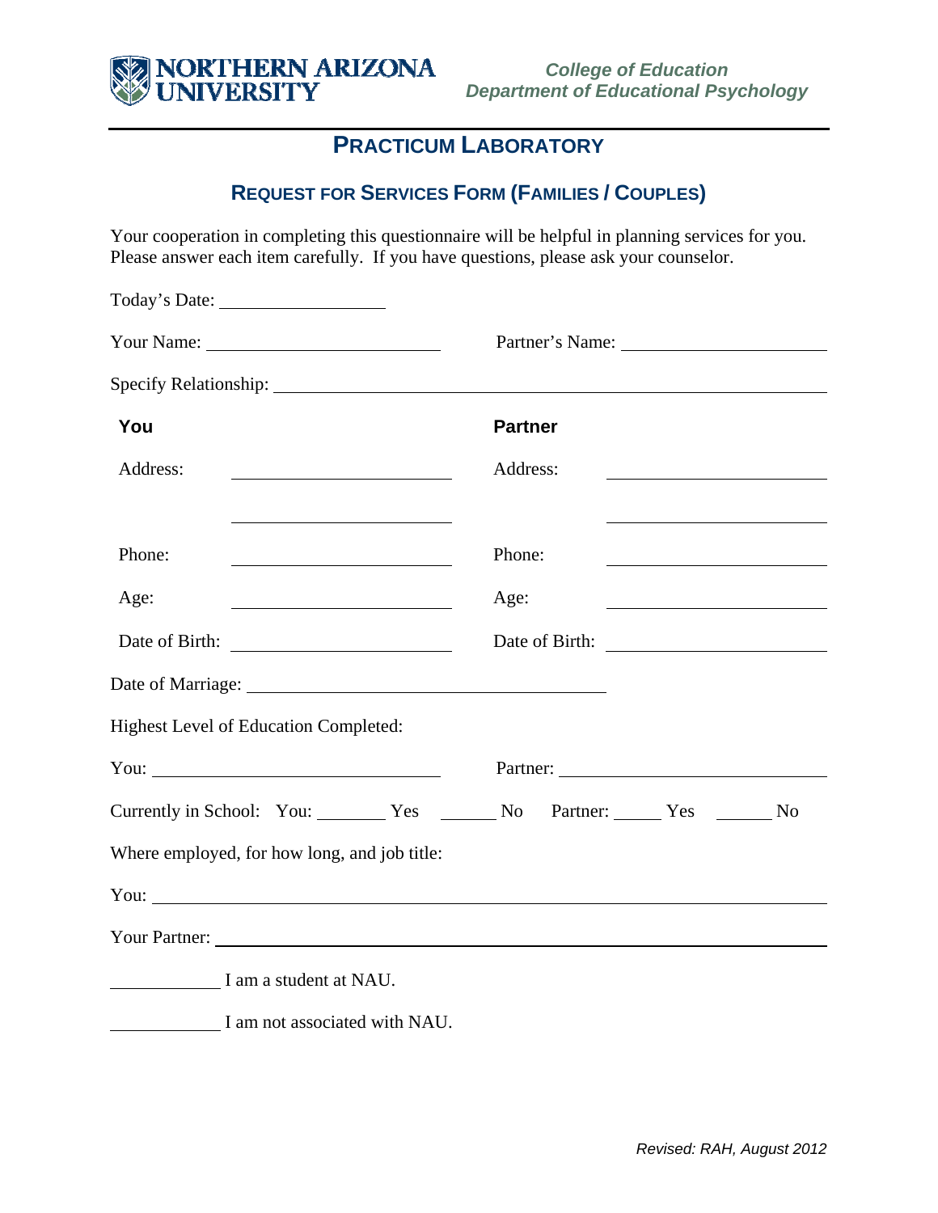NORTHERN ARIZONA UNIVERSITY

*College of Education*
*Department of Educational Psychology*

# PRACTICUM LABORATORY

## REQUEST FOR SERVICES FORM (FAMILIES / COUPLES)

Your cooperation in completing this questionnaire will be helpful in planning services for you. Please answer each item carefully. If you have questions, please ask your counselor.

Today's Date: ________________

Your Name: ______________________ Partner's Name: ______________________

Specify Relationship: ______________________________________________

| **You** | | **Partner** | |
|---|---|---|---|
| Address: | ______________________ | Address: | ______________________ |
| | ______________________ | | ______________________ |
| Phone: | ______________________ | Phone: | ______________________ |
| Age: | ______________________ | Age: | ______________________ |
| Date of Birth: | ______________________ | Date of Birth: | ______________________ |

Date of Marriage: ________________________________

Highest Level of Education Completed:

You: __________________________ Partner: __________________________

Currently in School: You: _______ Yes _______ No Partner: _______ Yes _______ No

Where employed, for how long, and job title:

You: ______________________________________________________________

Your Partner: ______________________________________________________

__________ I am a student at NAU.

__________ I am not associated with NAU.

*Revised: RAH, August 2012*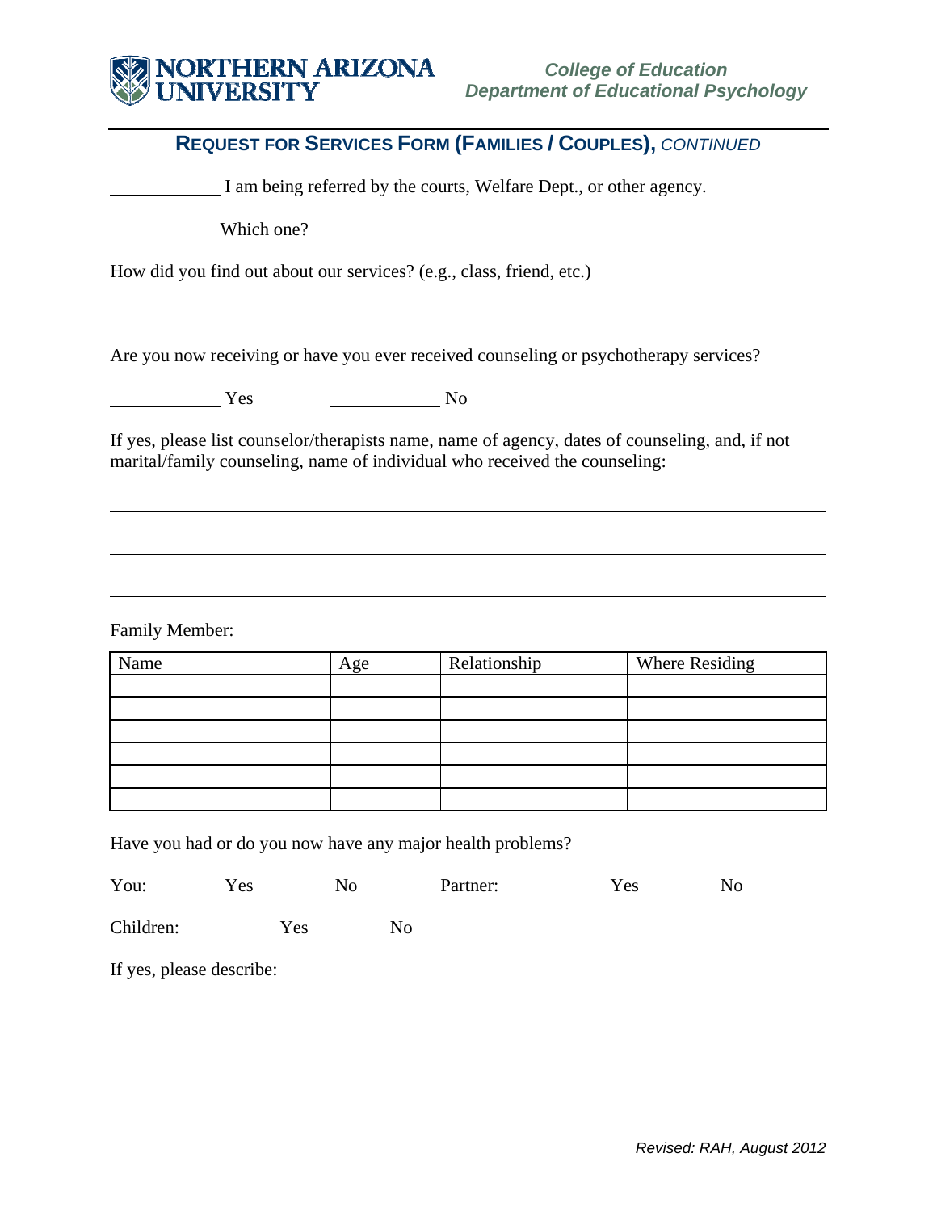## REQUEST FOR SERVICES FORM (FAMILIES / COUPLES), *CONTINUED*

\_\_\_\_\_\_\_\_\_\_\_\_ I am being referred by the courts, Welfare Dept., or other agency.

Which one? \_\_\_\_\_\_\_\_\_\_\_\_\_\_\_\_\_\_\_\_\_\_\_\_\_\_\_\_\_\_\_\_\_\_\_\_\_\_\_\_\_\_\_\_\_\_\_\_\_\_

How did you find out about our services? (e.g., class, friend, etc.) \_\_\_\_\_\_\_\_\_\_\_\_\_\_\_\_\_\_\_\_\_\_\_\_

\_\_\_\_\_\_\_\_\_\_\_\_\_\_\_\_\_\_\_\_\_\_\_\_\_\_\_\_\_\_\_\_\_\_\_\_\_\_\_\_\_\_\_\_\_\_\_\_\_\_\_\_\_\_\_\_\_\_\_\_\_\_\_\_\_\_\_\_\_\_\_\_\_\_\_\_\_\_

Are you now receiving or have you ever received counseling or psychotherapy services?

\_\_\_\_\_\_\_\_\_\_\_\_ Yes \_\_\_\_\_\_\_\_\_\_\_\_ No

If yes, please list counselor/therapists name, name of agency, dates of counseling, and, if not marital/family counseling, name of individual who received the counseling:

\_\_\_\_\_\_\_\_\_\_\_\_\_\_\_\_\_\_\_\_\_\_\_\_\_\_\_\_\_\_\_\_\_\_\_\_\_\_\_\_\_\_\_\_\_\_\_\_\_\_\_\_\_\_\_\_\_\_\_\_\_\_\_\_\_\_\_\_\_\_\_\_\_\_\_\_\_\_

\_\_\_\_\_\_\_\_\_\_\_\_\_\_\_\_\_\_\_\_\_\_\_\_\_\_\_\_\_\_\_\_\_\_\_\_\_\_\_\_\_\_\_\_\_\_\_\_\_\_\_\_\_\_\_\_\_\_\_\_\_\_\_\_\_\_\_\_\_\_\_\_\_\_\_\_\_\_

\_\_\_\_\_\_\_\_\_\_\_\_\_\_\_\_\_\_\_\_\_\_\_\_\_\_\_\_\_\_\_\_\_\_\_\_\_\_\_\_\_\_\_\_\_\_\_\_\_\_\_\_\_\_\_\_\_\_\_\_\_\_\_\_\_\_\_\_\_\_\_\_\_\_\_\_\_\_

Family Member:

| Name | Age | Relationship | Where Residing |
|---|---|---|---|
| | | | |
| | | | |
| | | | |
| | | | |
| | | | |
| | | | |

Have you had or do you now have any major health problems?

You: \_\_\_\_\_\_\_\_ Yes \_\_\_\_\_\_\_ No Partner: \_\_\_\_\_\_\_\_\_\_\_\_ Yes \_\_\_\_\_\_\_ No

Children: \_\_\_\_\_\_\_\_\_\_\_ Yes \_\_\_\_\_\_\_ No

If yes, please describe: \_\_\_\_\_\_\_\_\_\_\_\_\_\_\_\_\_\_\_\_\_\_\_\_\_\_\_\_\_\_\_\_\_\_\_\_\_\_\_\_\_\_\_\_\_\_\_\_\_\_\_\_\_\_\_\_\_\_

\_\_\_\_\_\_\_\_\_\_\_\_\_\_\_\_\_\_\_\_\_\_\_\_\_\_\_\_\_\_\_\_\_\_\_\_\_\_\_\_\_\_\_\_\_\_\_\_\_\_\_\_\_\_\_\_\_\_\_\_\_\_\_\_\_\_\_\_\_\_\_\_\_\_\_\_\_\_

\_\_\_\_\_\_\_\_\_\_\_\_\_\_\_\_\_\_\_\_\_\_\_\_\_\_\_\_\_\_\_\_\_\_\_\_\_\_\_\_\_\_\_\_\_\_\_\_\_\_\_\_\_\_\_\_\_\_\_\_\_\_\_\_\_\_\_\_\_\_\_\_\_\_\_\_\_\_

*Revised: RAH, August 2012*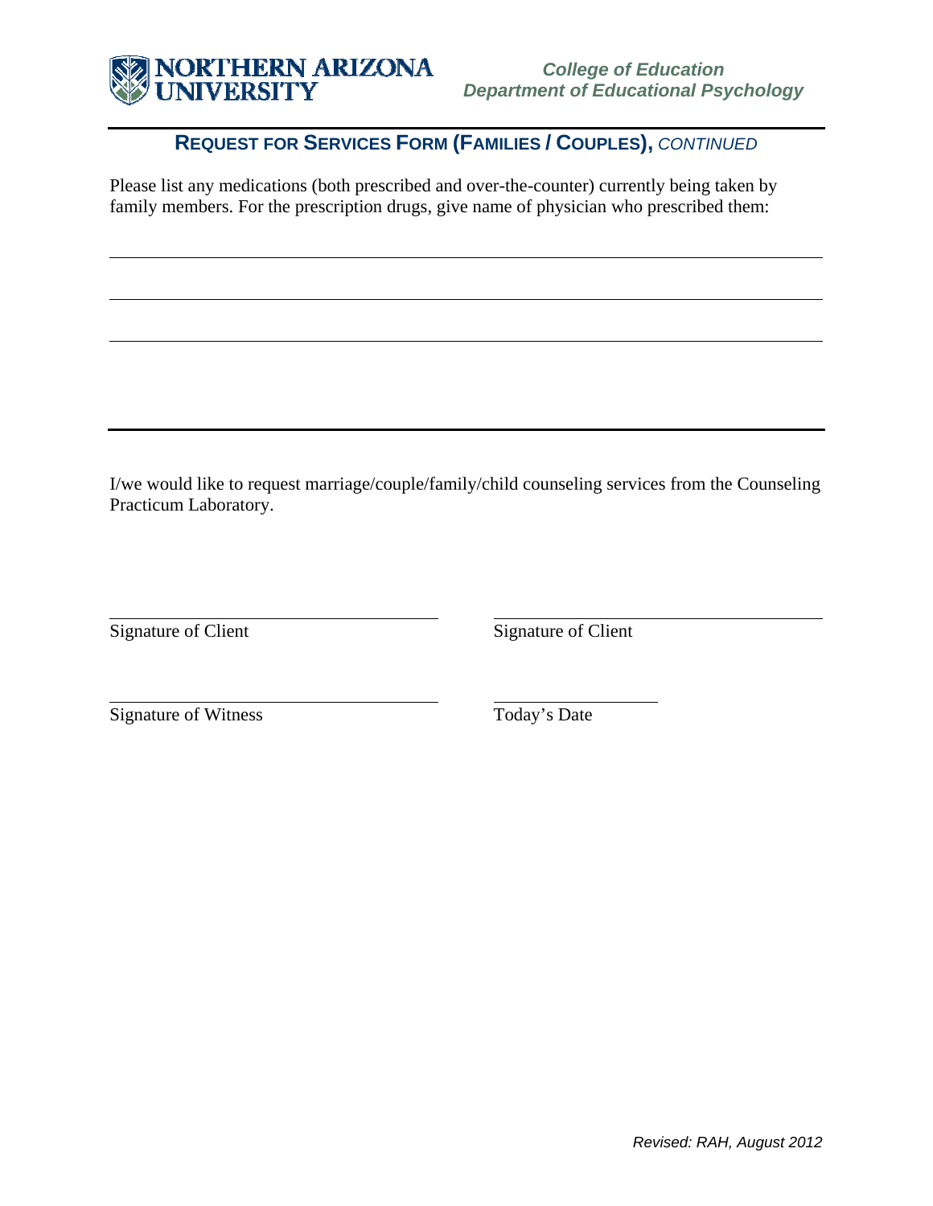## REQUEST FOR SERVICES FORM (FAMILIES / COUPLES), *CONTINUED*

Please list any medications (both prescribed and over-the-counter) currently being taken by family members. For the prescription drugs, give name of physician who prescribed them:

\_\_\_\_\_\_\_\_\_\_\_\_\_\_\_\_\_\_\_\_\_\_\_\_\_\_\_\_\_\_\_\_\_\_\_\_\_\_\_\_\_\_\_\_\_\_\_\_\_\_\_\_\_\_\_\_\_\_\_\_

\_\_\_\_\_\_\_\_\_\_\_\_\_\_\_\_\_\_\_\_\_\_\_\_\_\_\_\_\_\_\_\_\_\_\_\_\_\_\_\_\_\_\_\_\_\_\_\_\_\_\_\_\_\_\_\_\_\_\_\_

\_\_\_\_\_\_\_\_\_\_\_\_\_\_\_\_\_\_\_\_\_\_\_\_\_\_\_\_\_\_\_\_\_\_\_\_\_\_\_\_\_\_\_\_\_\_\_\_\_\_\_\_\_\_\_\_\_\_\_\_

---

I/we would like to request marriage/couple/family/child counseling services from the Counseling Practicum Laboratory.

\_\_\_\_\_\_\_\_\_\_\_\_\_\_\_\_\_\_\_\_\_\_\_\_\_\_\_\_\_\_
Signature of Client

\_\_\_\_\_\_\_\_\_\_\_\_\_\_\_\_\_\_\_\_\_\_\_\_\_\_\_\_\_\_
Signature of Client

\_\_\_\_\_\_\_\_\_\_\_\_\_\_\_\_\_\_\_\_\_\_\_\_\_\_\_\_\_\_
Signature of Witness

\_\_\_\_\_\_\_\_\_\_\_\_\_\_\_\_
Today's Date

*Revised: RAH, August 2012*